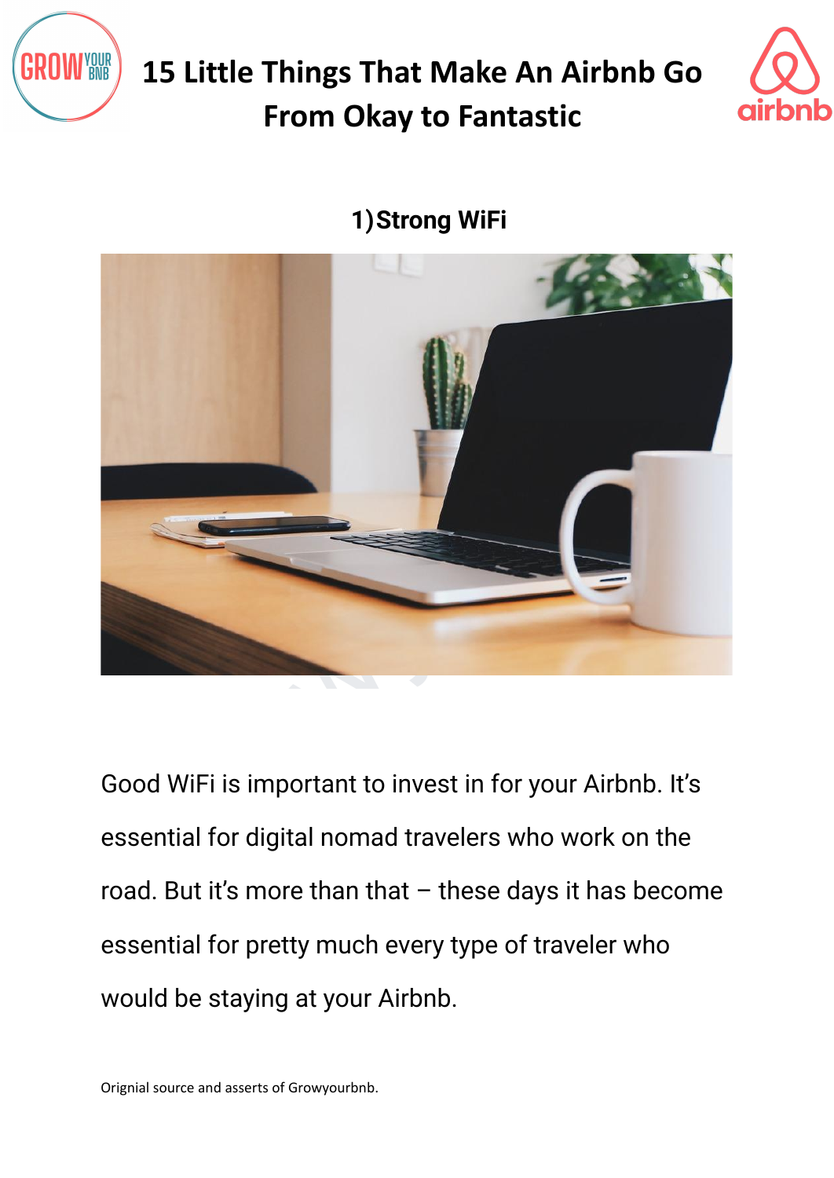# 15 Little Things That Make An Airbnb Go From Okay to Fantastic

## 1) Strong WiFi

Good WiFi is important to invest in for your Airbnb. It's essential for digital nomad travelers who work on the road. But it's more than that – these days it has become essential for pretty much every type of traveler who would be staying at your Airbnb.

Orignial source and asserts of Growyourbnb.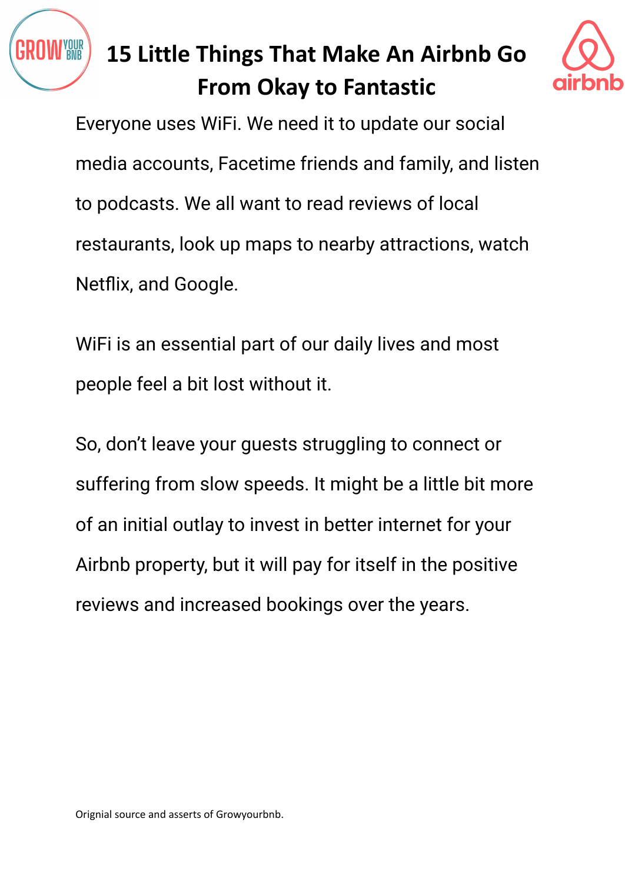Everyone uses WiFi. We need it to update our social media accounts, Facetime friends and family, and listen to podcasts. We all want to read reviews of local restaurants, look up maps to nearby attractions, watch Netflix, and Google.

WiFi is an essential part of our daily lives and most people feel a bit lost without it.

So, don't leave your guests struggling to connect or suffering from slow speeds. It might be a little bit more of an initial outlay to invest in better internet for your Airbnb property, but it will pay for itself in the positive reviews and increased bookings over the years.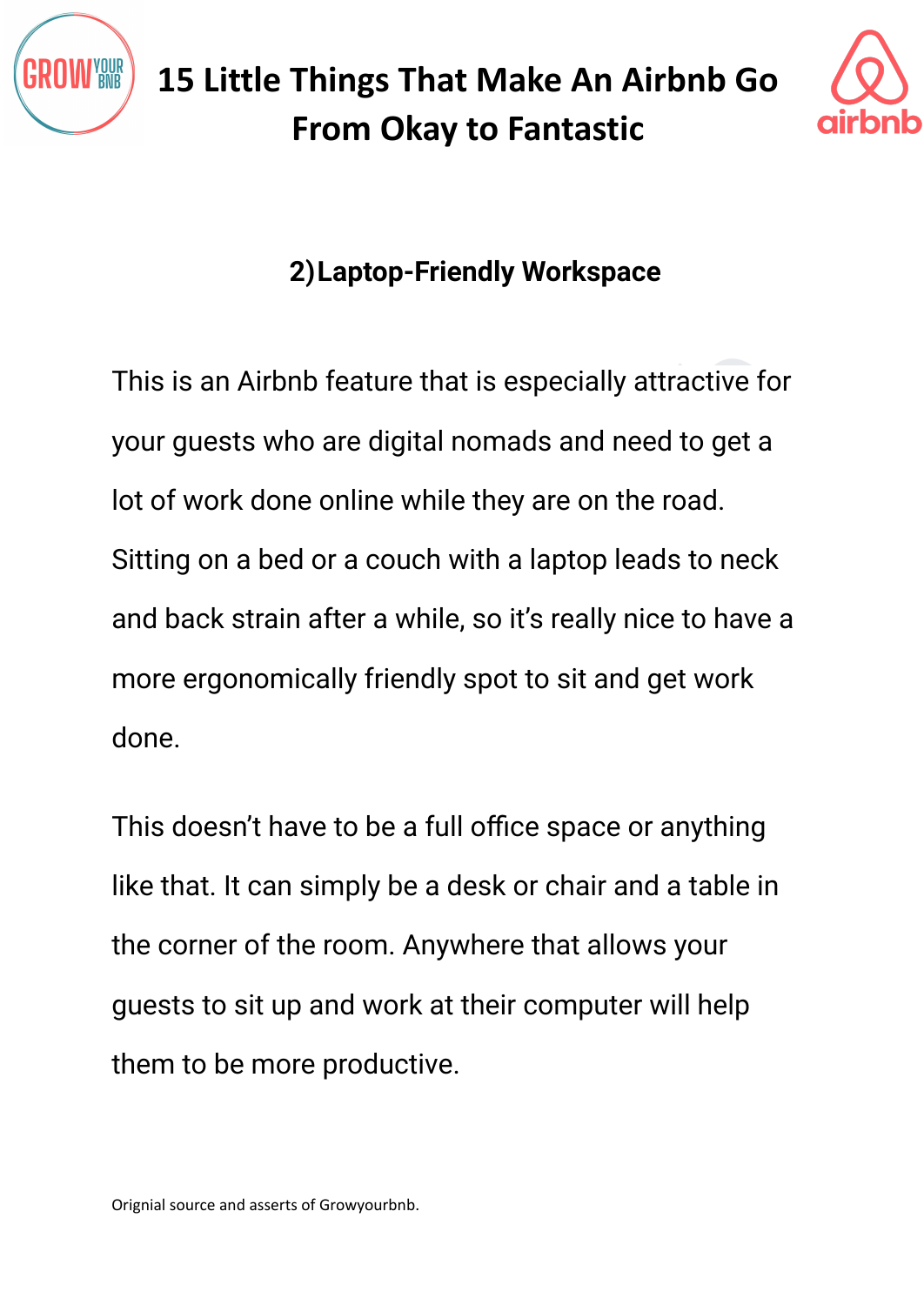## 2) Laptop-Friendly Workspace

This is an Airbnb feature that is especially attractive for your guests who are digital nomads and need to get a lot of work done online while they are on the road. Sitting on a bed or a couch with a laptop leads to neck and back strain after a while, so it's really nice to have a more ergonomically friendly spot to sit and get work done.

This doesn't have to be a full office space or anything like that. It can simply be a desk or chair and a table in the corner of the room. Anywhere that allows your guests to sit up and work at their computer will help them to be more productive.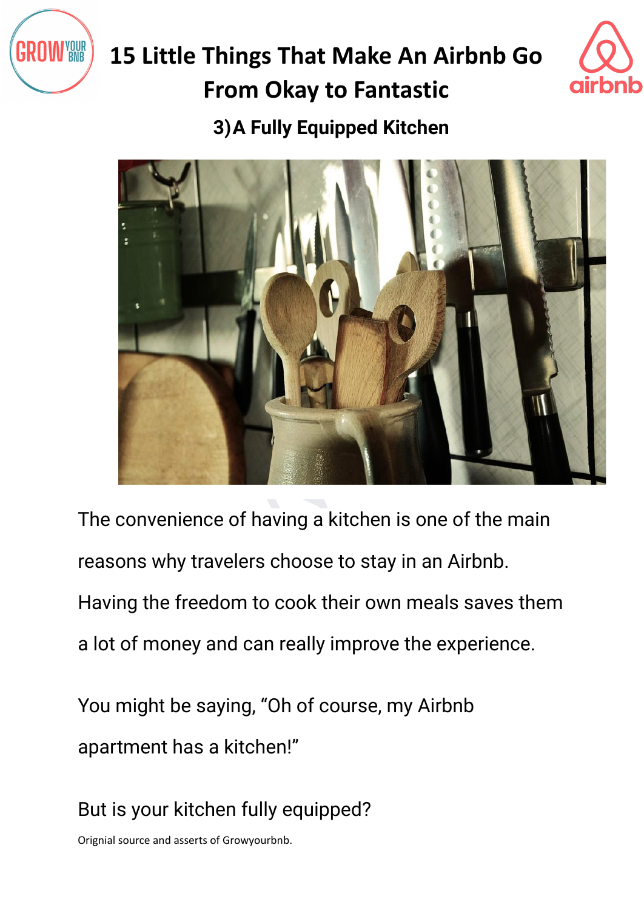# 15 Little Things That Make An Airbnb Go From Okay to Fantastic

## 3) A Fully Equipped Kitchen

The convenience of having a kitchen is one of the main reasons why travelers choose to stay in an Airbnb. Having the freedom to cook their own meals saves them a lot of money and can really improve the experience.

You might be saying, "Oh of course, my Airbnb apartment has a kitchen!"

But is your kitchen fully equipped?

Orignial source and asserts of Growyourbnb.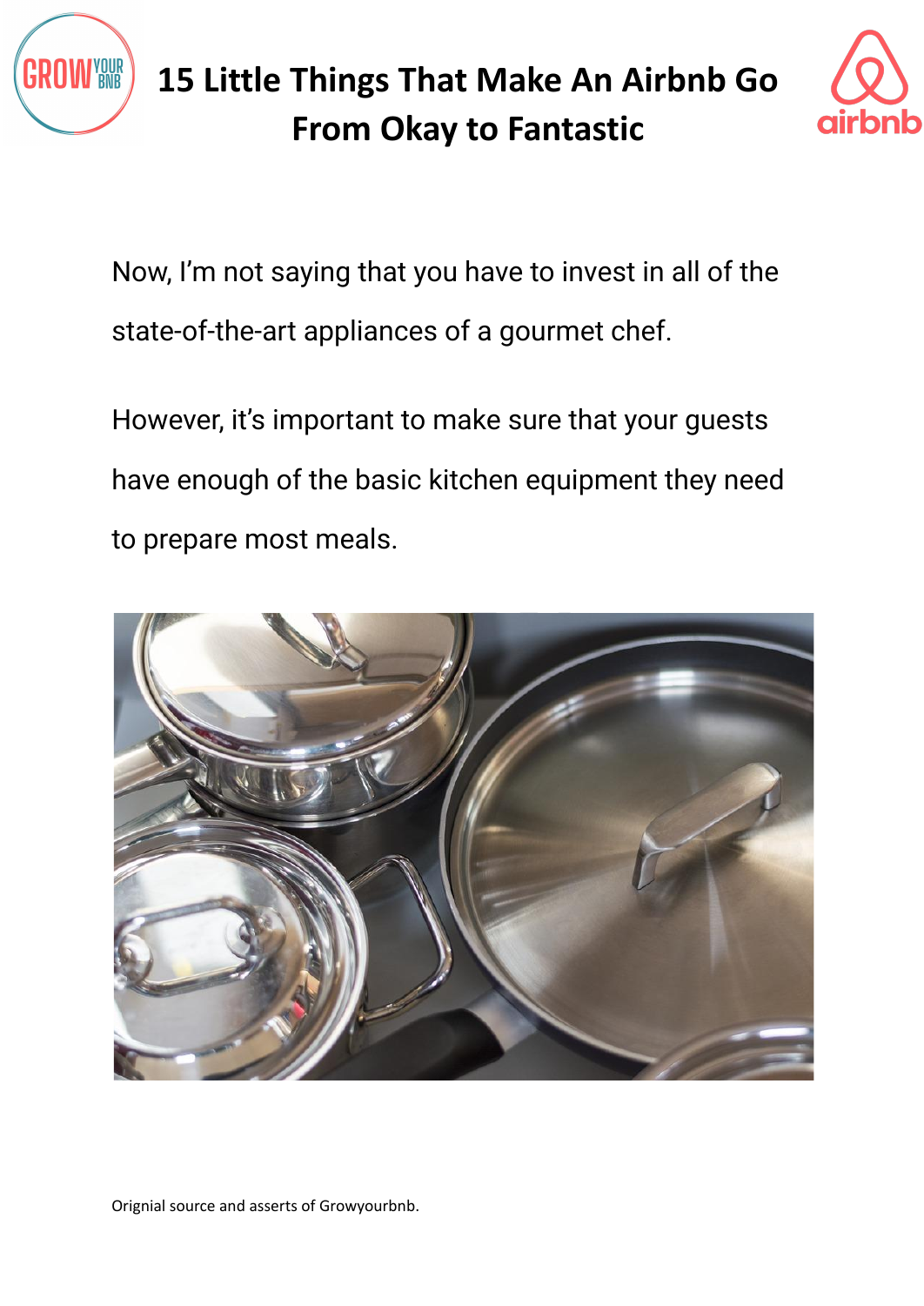Now, I'm not saying that you have to invest in all of the state-of-the-art appliances of a gourmet chef.

However, it's important to make sure that your guests have enough of the basic kitchen equipment they need to prepare most meals.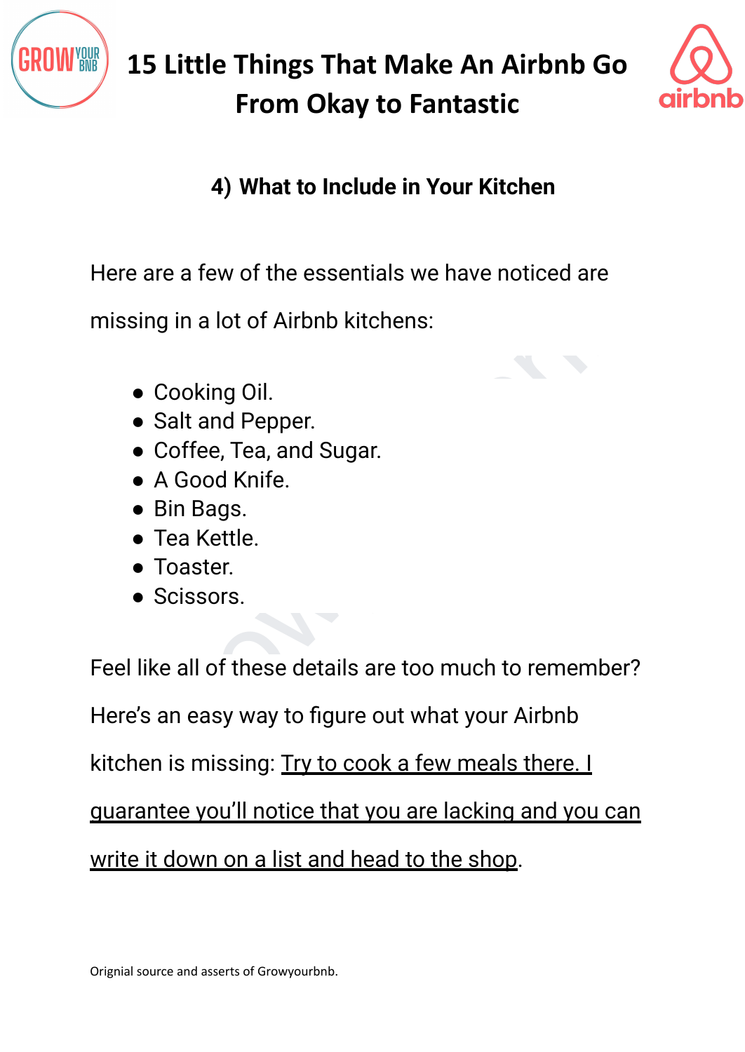## 4) What to Include in Your Kitchen

Here are a few of the essentials we have noticed are missing in a lot of Airbnb kitchens:

- Cooking Oil.
- Salt and Pepper.
- Coffee, Tea, and Sugar.
- A Good Knife.
- Bin Bags.
- Tea Kettle.
- Toaster.
- Scissors.

Feel like all of these details are too much to remember? Here's an easy way to figure out what your Airbnb kitchen is missing: Try to cook a few meals there. I guarantee you'll notice that you are lacking and you can write it down on a list and head to the shop.

Orignial source and asserts of Growyourbnb.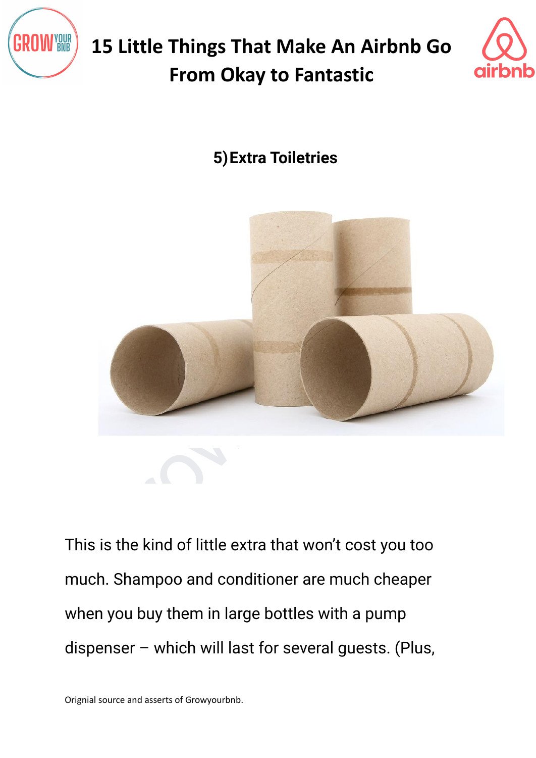## 5) Extra Toiletries

This is the kind of little extra that won't cost you too much. Shampoo and conditioner are much cheaper when you buy them in large bottles with a pump dispenser – which will last for several guests. (Plus,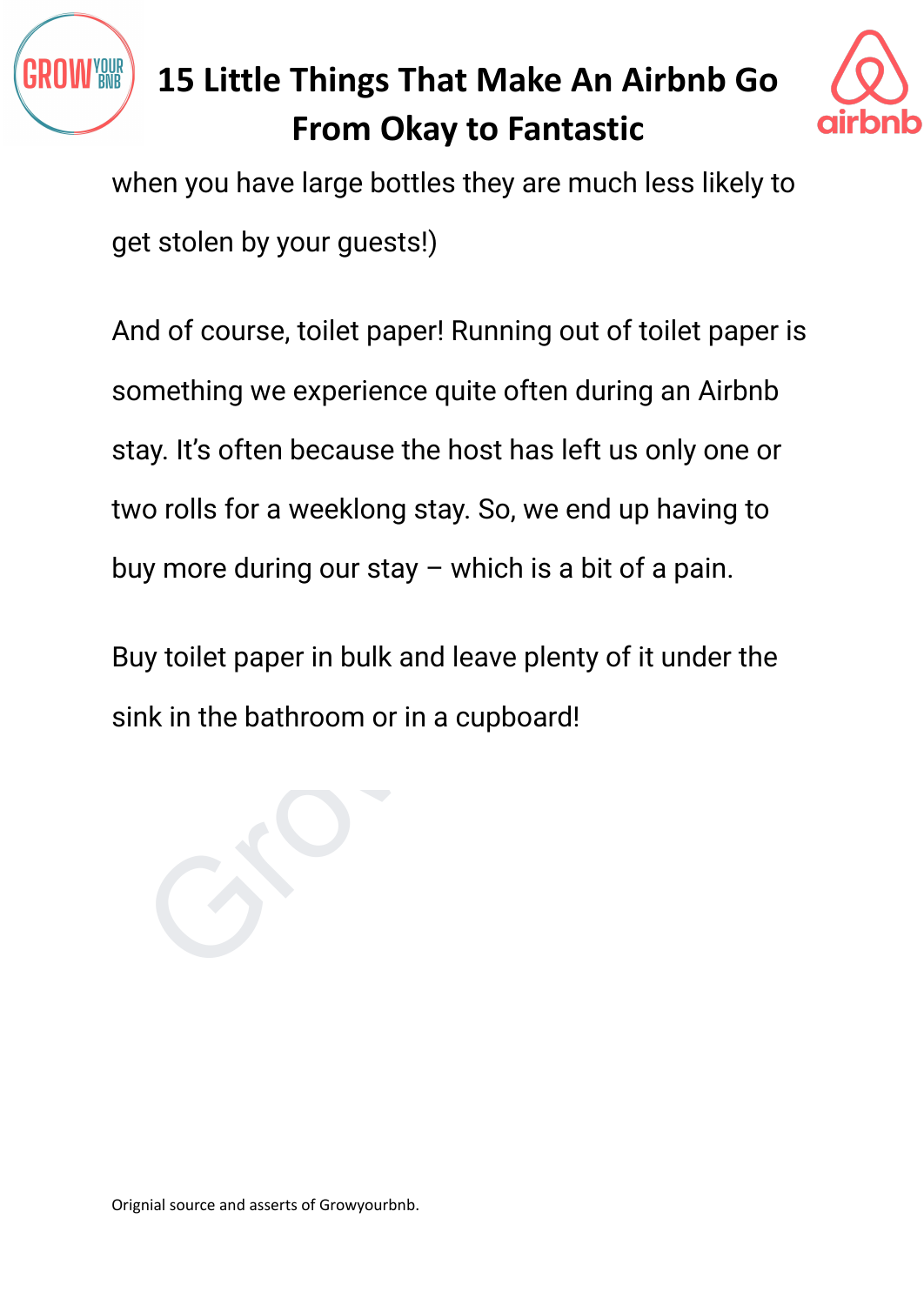when you have large bottles they are much less likely to get stolen by your guests!)

And of course, toilet paper! Running out of toilet paper is something we experience quite often during an Airbnb stay. It's often because the host has left us only one or two rolls for a weeklong stay. So, we end up having to buy more during our stay – which is a bit of a pain.

Buy toilet paper in bulk and leave plenty of it under the sink in the bathroom or in a cupboard!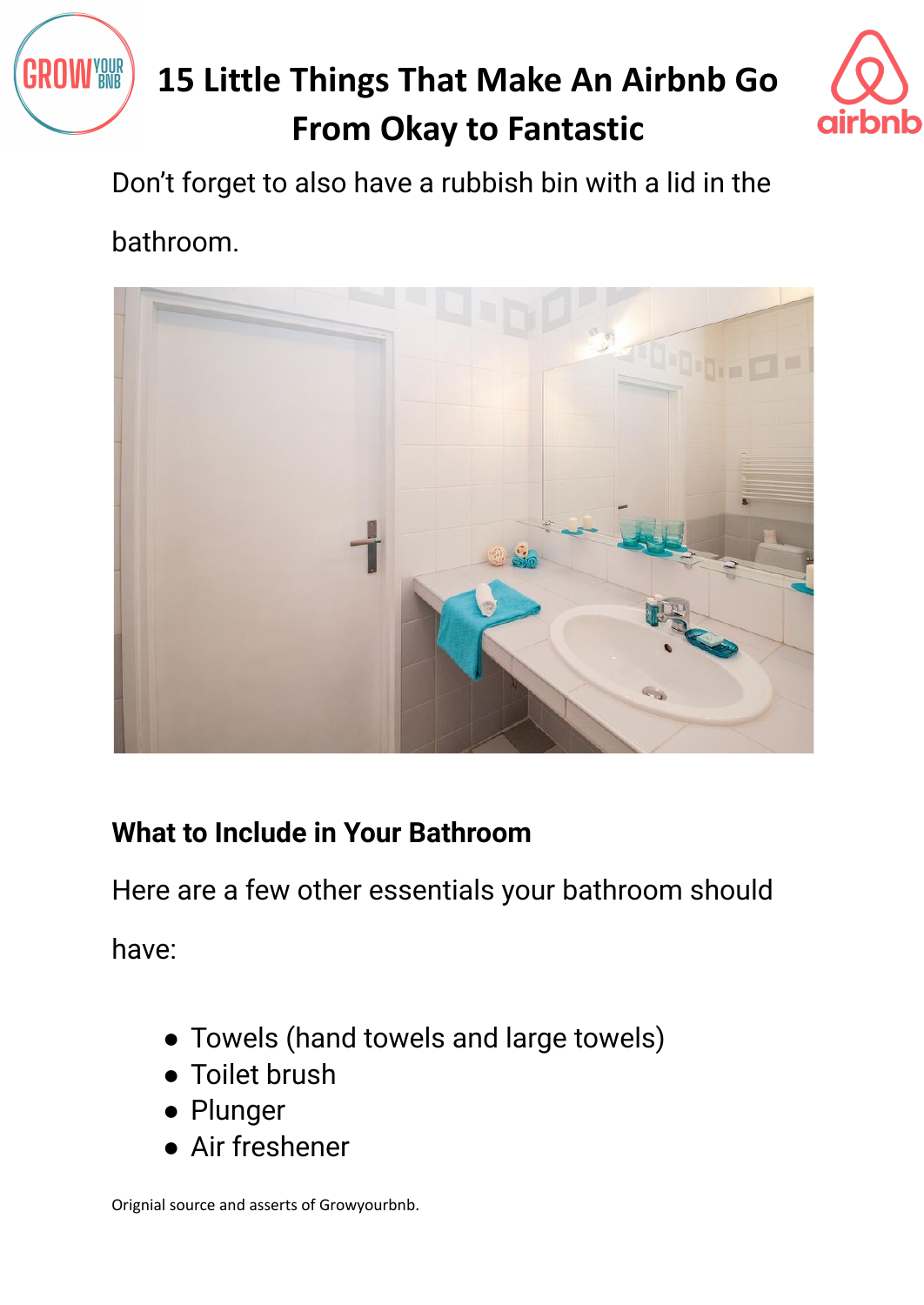Don't forget to also have a rubbish bin with a lid in the bathroom.

### What to Include in Your Bathroom

Here are a few other essentials your bathroom should have:

- Towels (hand towels and large towels)
- Toilet brush
- Plunger
- Air freshener

Orignial source and asserts of Growyourbnb.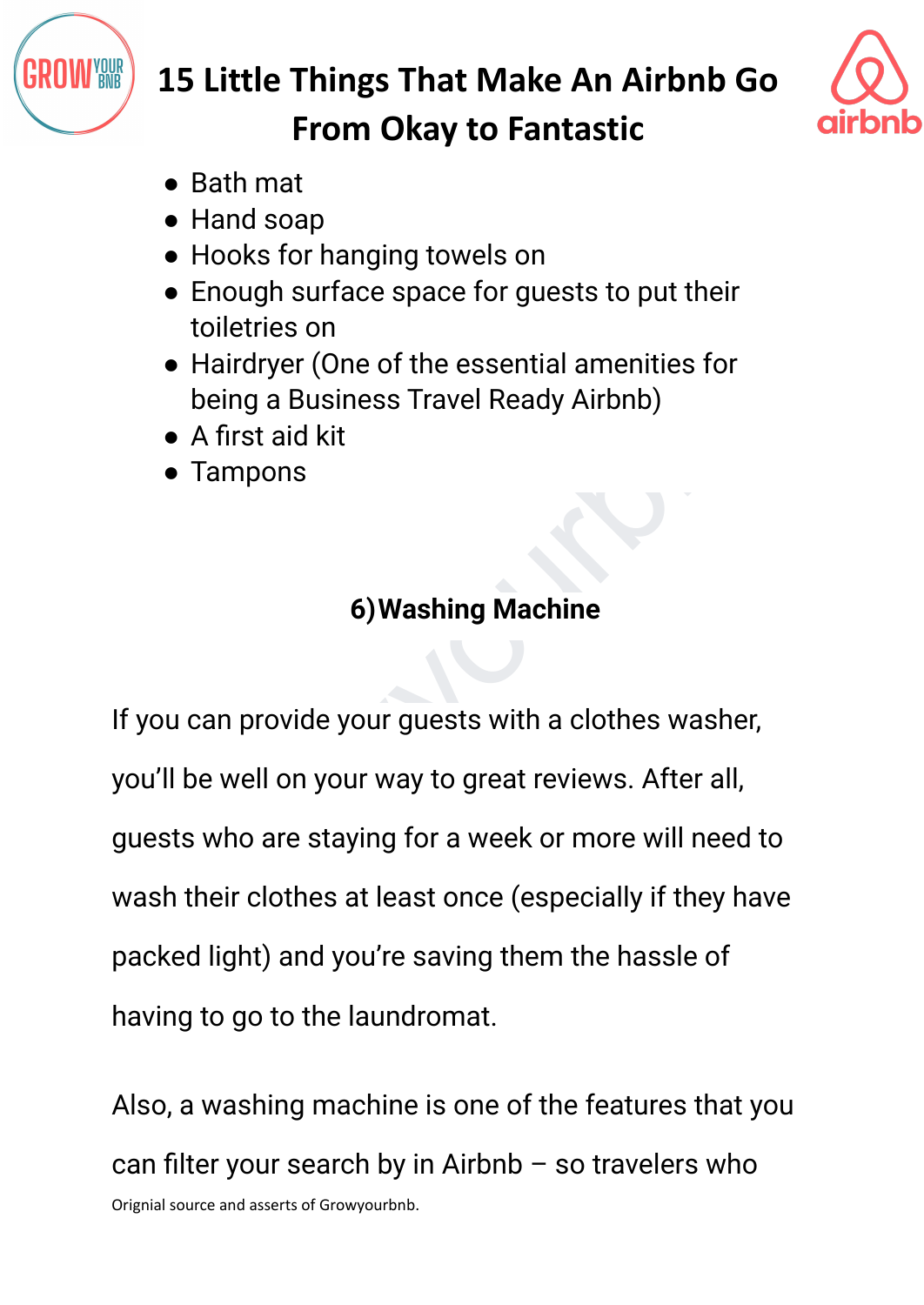- Bath mat
- Hand soap
- Hooks for hanging towels on
- Enough surface space for guests to put their toiletries on
- Hairdryer (One of the essential amenities for being a Business Travel Ready Airbnb)
- A first aid kit
- Tampons

## 6) Washing Machine

If you can provide your guests with a clothes washer, you'll be well on your way to great reviews. After all, guests who are staying for a week or more will need to wash their clothes at least once (especially if they have packed light) and you're saving them the hassle of having to go to the laundromat.

Also, a washing machine is one of the features that you can filter your search by in Airbnb – so travelers who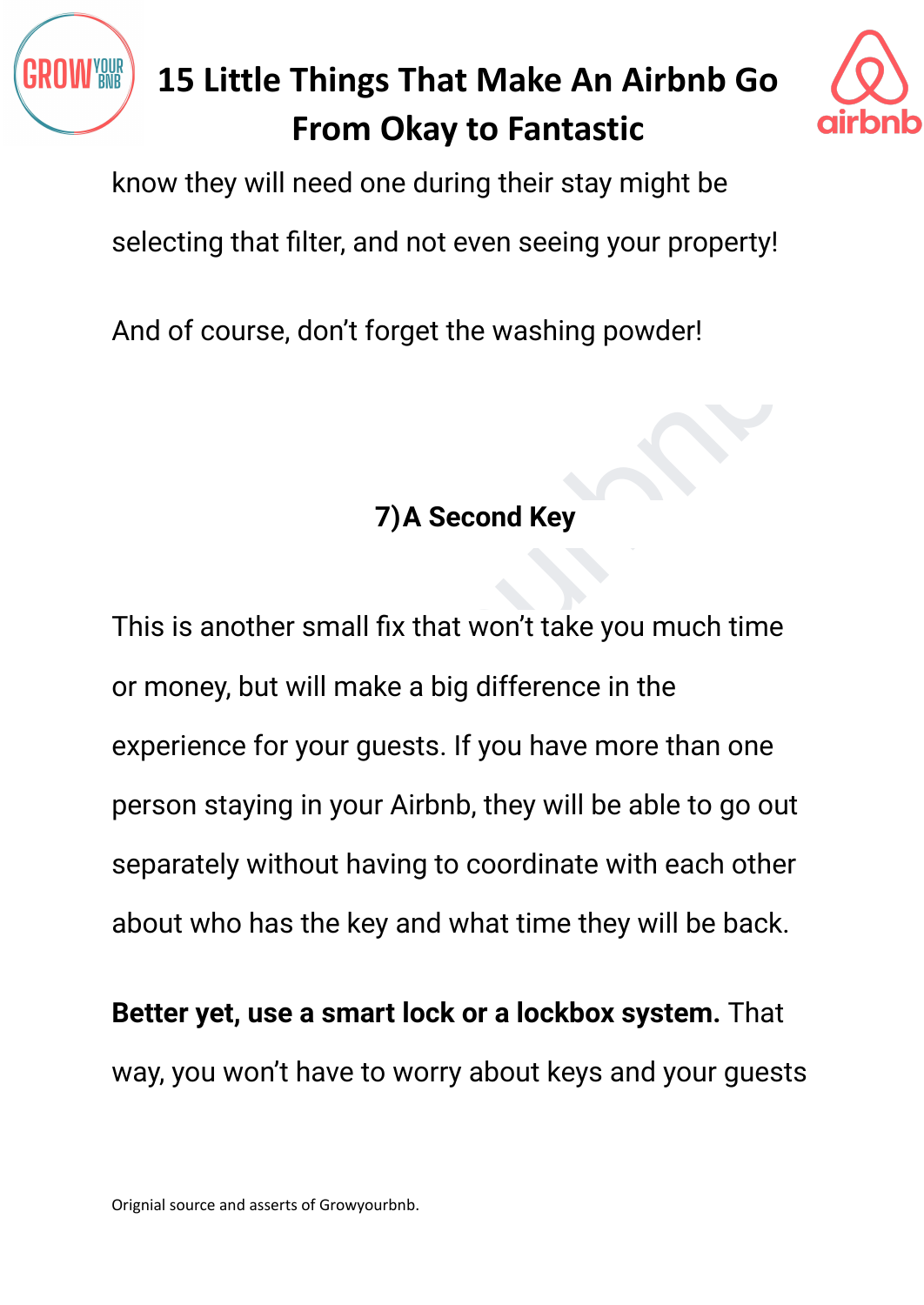know they will need one during their stay might be selecting that filter, and not even seeing your property!

And of course, don't forget the washing powder!

## 7)A Second Key

This is another small fix that won't take you much time or money, but will make a big difference in the experience for your guests. If you have more than one person staying in your Airbnb, they will be able to go out separately without having to coordinate with each other about who has the key and what time they will be back.

**Better yet, use a smart lock or a lockbox system.** That way, you won't have to worry about keys and your guests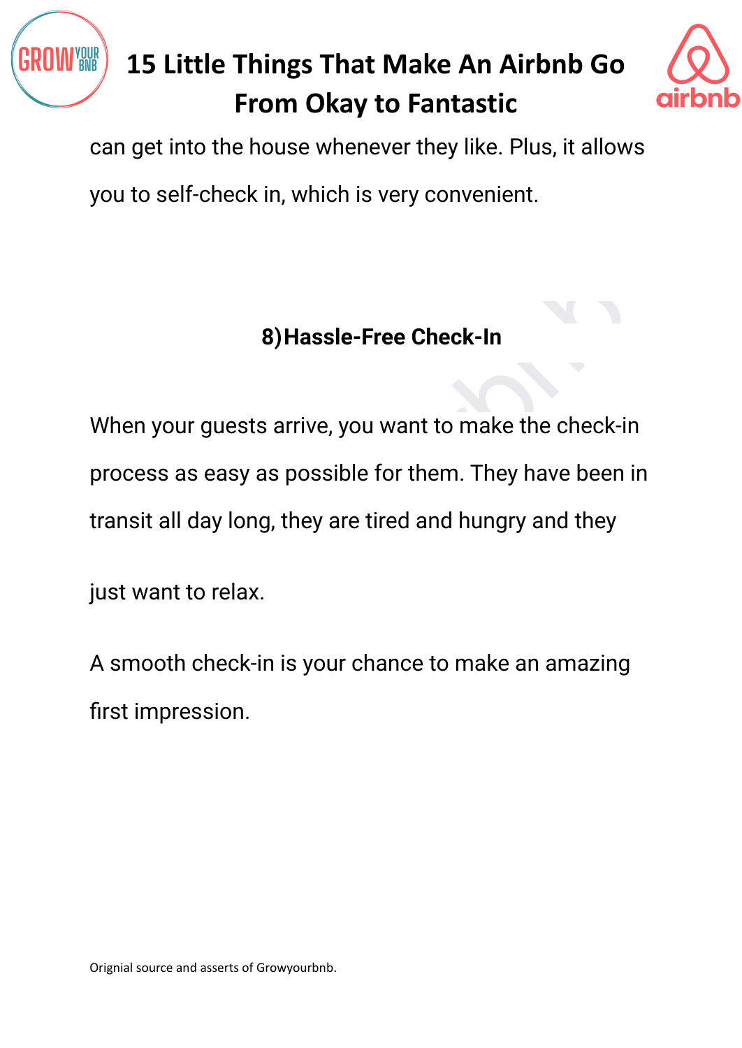can get into the house whenever they like. Plus, it allows you to self-check in, which is very convenient.

## 8) Hassle-Free Check-In

When your guests arrive, you want to make the check-in process as easy as possible for them. They have been in transit all day long, they are tired and hungry and they just want to relax.

A smooth check-in is your chance to make an amazing first impression.

Orignial source and asserts of Growyourbnb.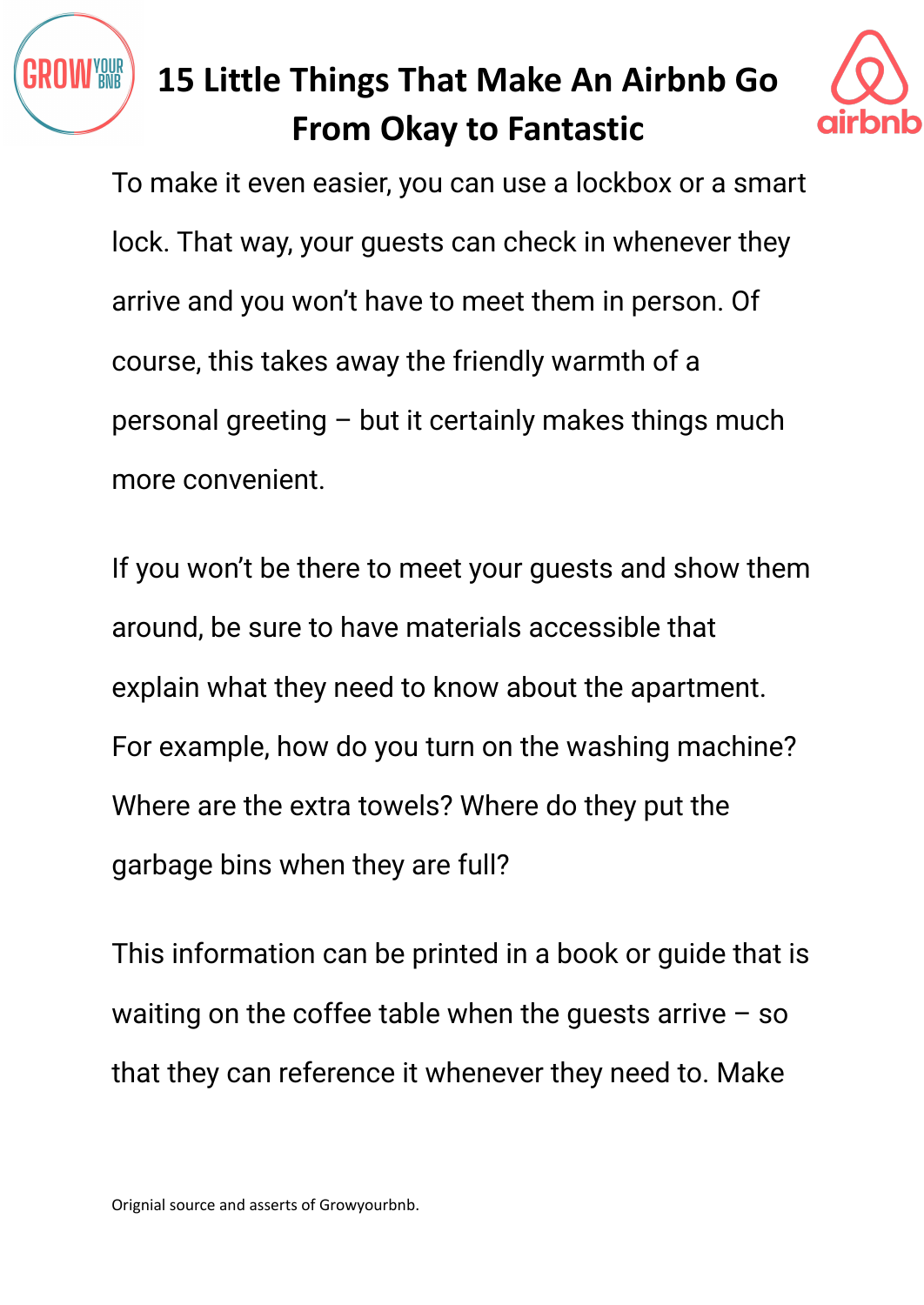To make it even easier, you can use a lockbox or a smart lock. That way, your guests can check in whenever they arrive and you won't have to meet them in person. Of course, this takes away the friendly warmth of a personal greeting – but it certainly makes things much more convenient.

If you won't be there to meet your guests and show them around, be sure to have materials accessible that explain what they need to know about the apartment. For example, how do you turn on the washing machine? Where are the extra towels? Where do they put the garbage bins when they are full?

This information can be printed in a book or guide that is waiting on the coffee table when the guests arrive – so that they can reference it whenever they need to. Make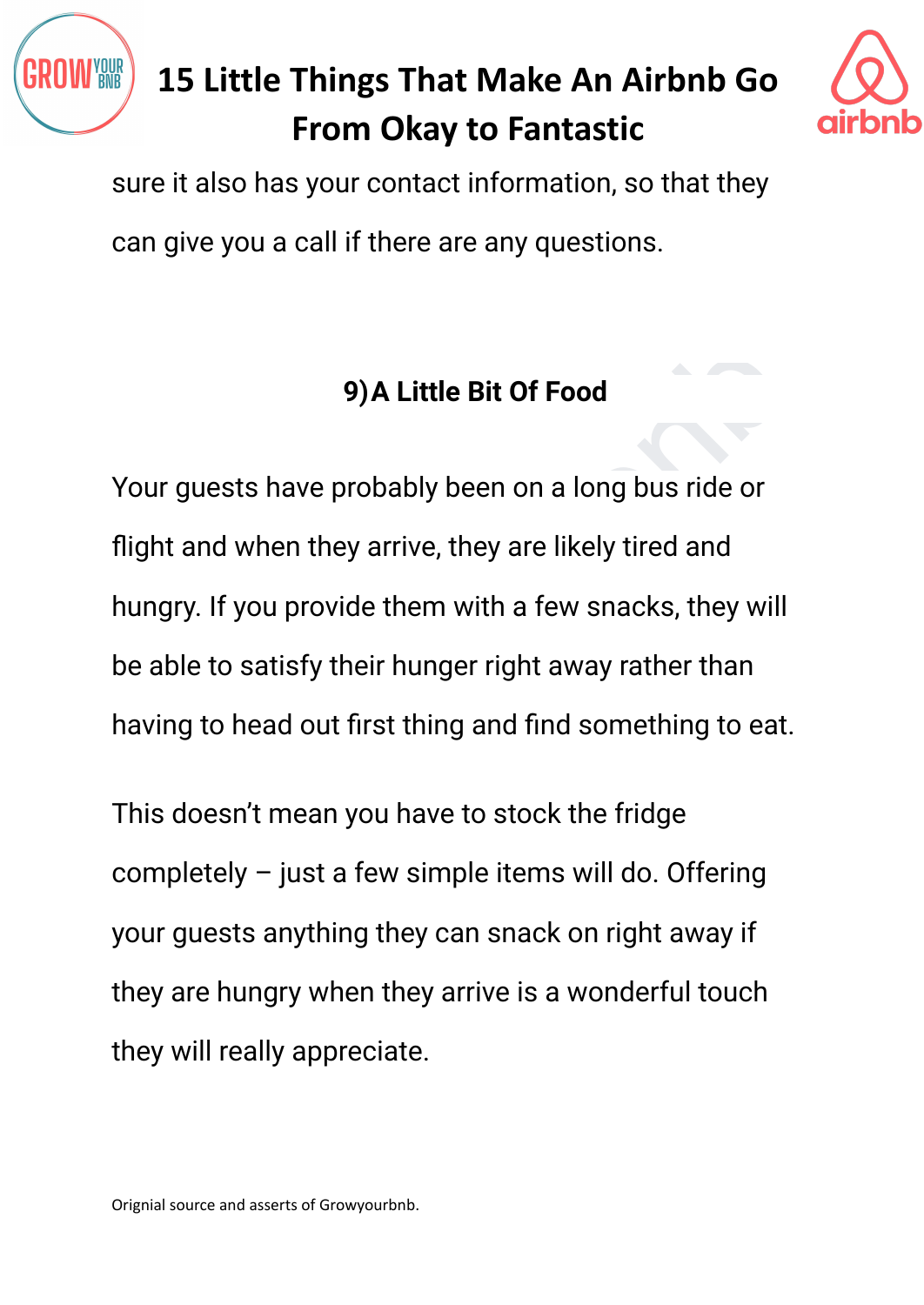sure it also has your contact information, so that they can give you a call if there are any questions.

## 9) A Little Bit Of Food

Your guests have probably been on a long bus ride or flight and when they arrive, they are likely tired and hungry. If you provide them with a few snacks, they will be able to satisfy their hunger right away rather than having to head out first thing and find something to eat.

This doesn't mean you have to stock the fridge completely – just a few simple items will do. Offering your guests anything they can snack on right away if they are hungry when they arrive is a wonderful touch they will really appreciate.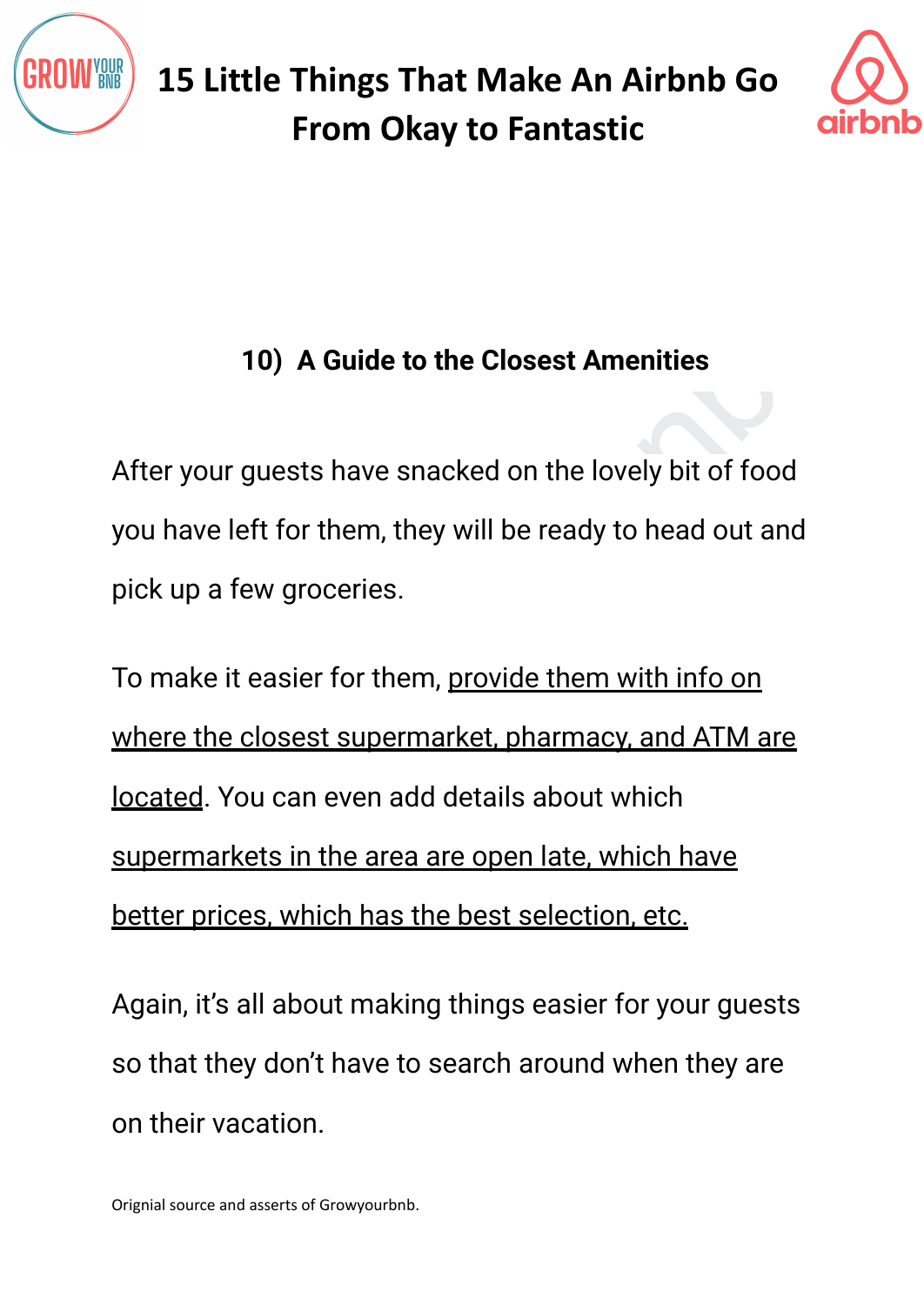## 10) A Guide to the Closest Amenities

After your guests have snacked on the lovely bit of food you have left for them, they will be ready to head out and pick up a few groceries.

To make it easier for them, <u>provide them with info on where the closest supermarket, pharmacy, and ATM are located</u>. You can even add details about which <u>supermarkets in the area are open late, which have better prices, which has the best selection, etc.</u>

Again, it's all about making things easier for your guests so that they don't have to search around when they are on their vacation.

Orignial source and asserts of Growyourbnb.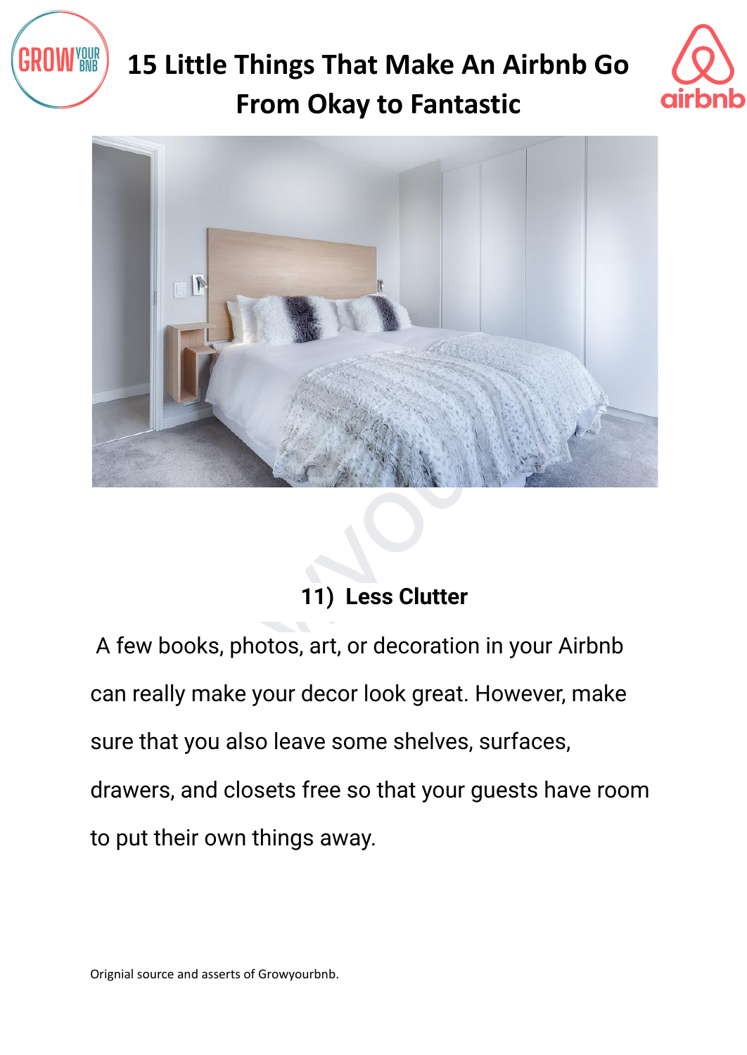# 15 Little Things That Make An Airbnb Go From Okay to Fantastic

## 11) Less Clutter

A few books, photos, art, or decoration in your Airbnb can really make your decor look great. However, make sure that you also leave some shelves, surfaces, drawers, and closets free so that your guests have room to put their own things away.

Orignial source and asserts of Growyourbnb.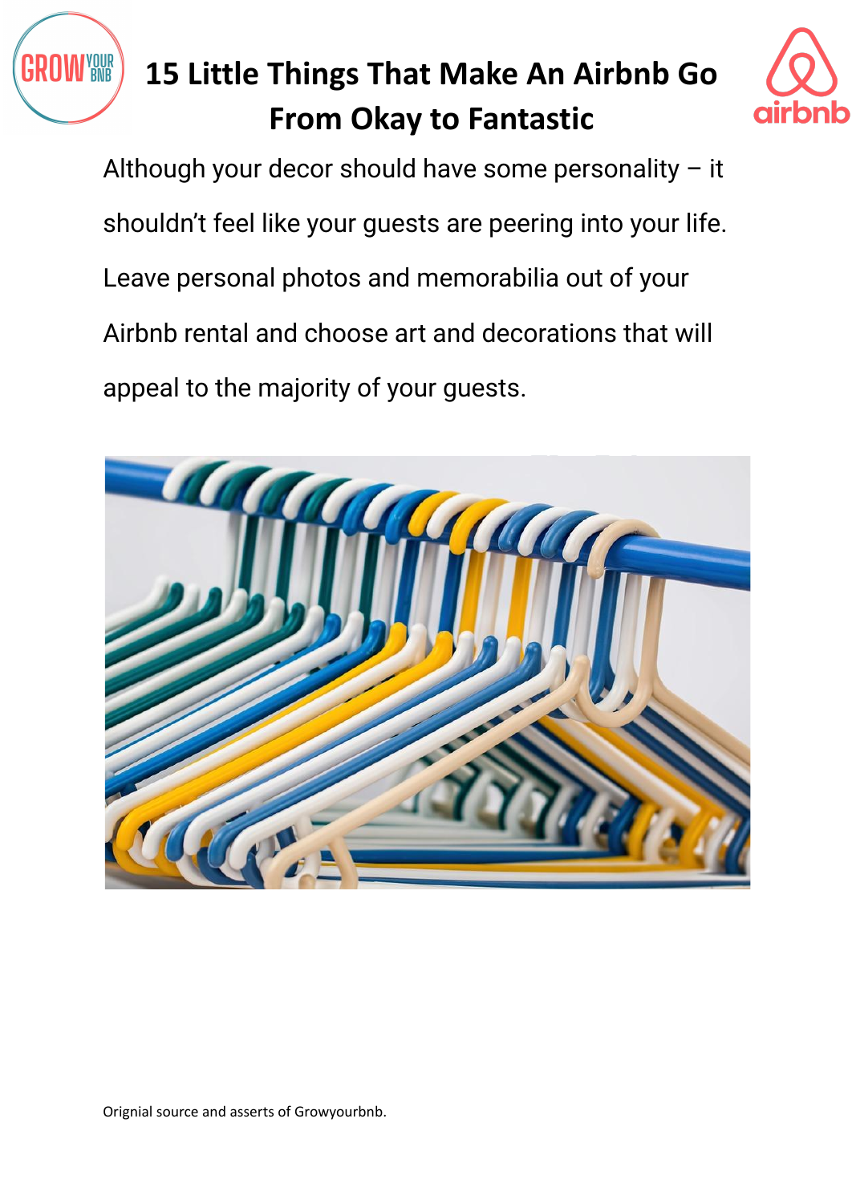Although your decor should have some personality – it shouldn't feel like your guests are peering into your life. Leave personal photos and memorabilia out of your Airbnb rental and choose art and decorations that will appeal to the majority of your guests.

Orignial source and asserts of Growyourbnb.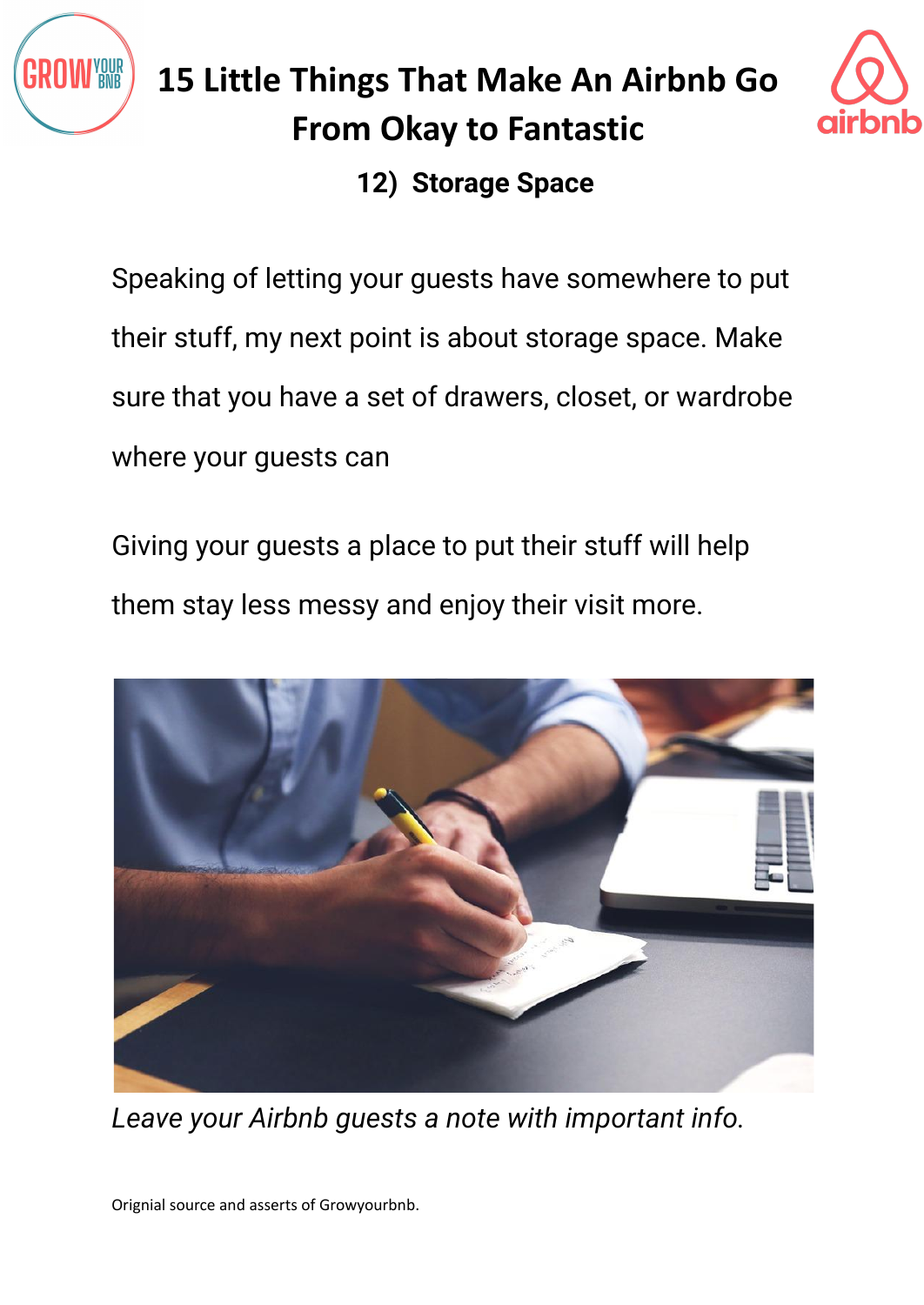# 15 Little Things That Make An Airbnb Go From Okay to Fantastic

## 12) Storage Space

Speaking of letting your guests have somewhere to put their stuff, my next point is about storage space. Make sure that you have a set of drawers, closet, or wardrobe where your guests can

Giving your guests a place to put their stuff will help them stay less messy and enjoy their visit more.

*Leave your Airbnb guests a note with important info.*

Orignial source and asserts of Growyourbnb.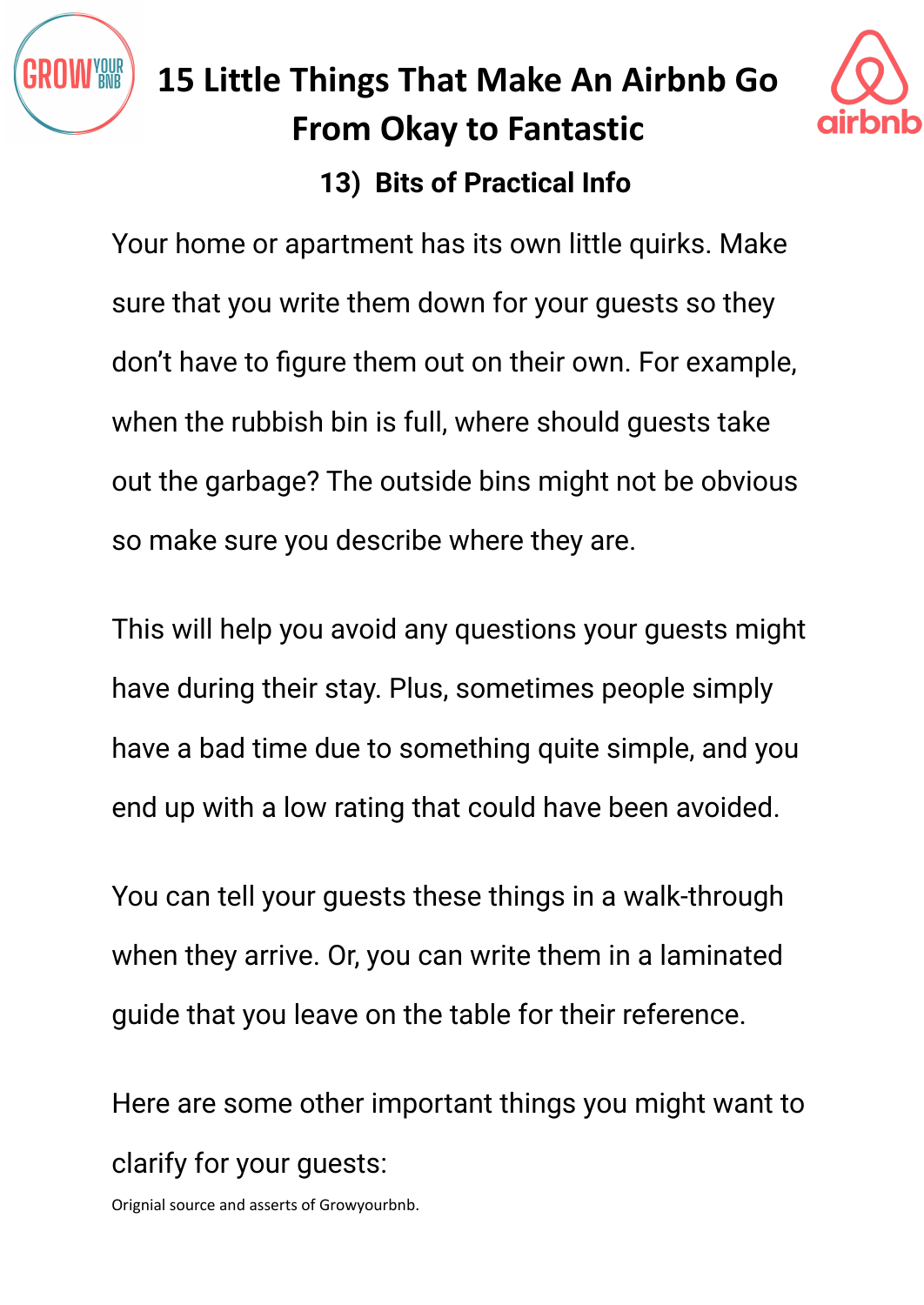# 15 Little Things That Make An Airbnb Go From Okay to Fantastic

## 13) Bits of Practical Info

Your home or apartment has its own little quirks. Make sure that you write them down for your guests so they don't have to figure them out on their own. For example, when the rubbish bin is full, where should guests take out the garbage? The outside bins might not be obvious so make sure you describe where they are.

This will help you avoid any questions your guests might have during their stay. Plus, sometimes people simply have a bad time due to something quite simple, and you end up with a low rating that could have been avoided.

You can tell your guests these things in a walk-through when they arrive. Or, you can write them in a laminated guide that you leave on the table for their reference.

Here are some other important things you might want to clarify for your guests:

Orignial source and asserts of Growyourbnb.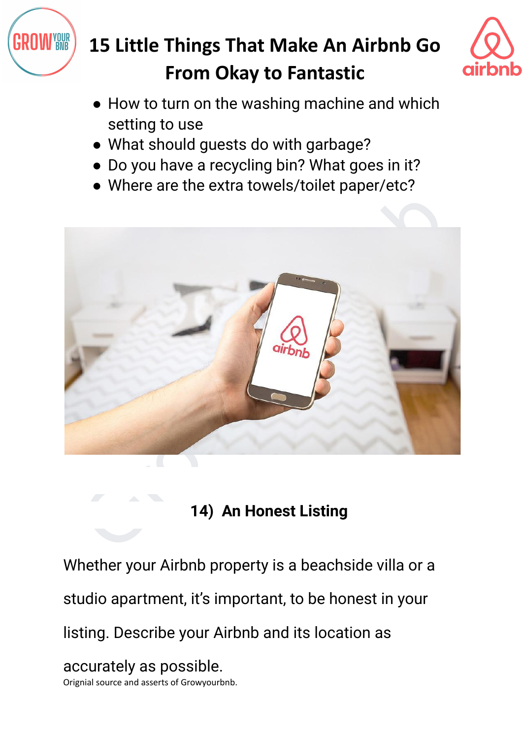- How to turn on the washing machine and which setting to use
- What should guests do with garbage?
- Do you have a recycling bin? What goes in it?
- Where are the extra towels/toilet paper/etc?

## 14) An Honest Listing

Whether your Airbnb property is a beachside villa or a studio apartment, it's important, to be honest in your listing. Describe your Airbnb and its location as accurately as possible.

Orignial source and asserts of Growyourbnb.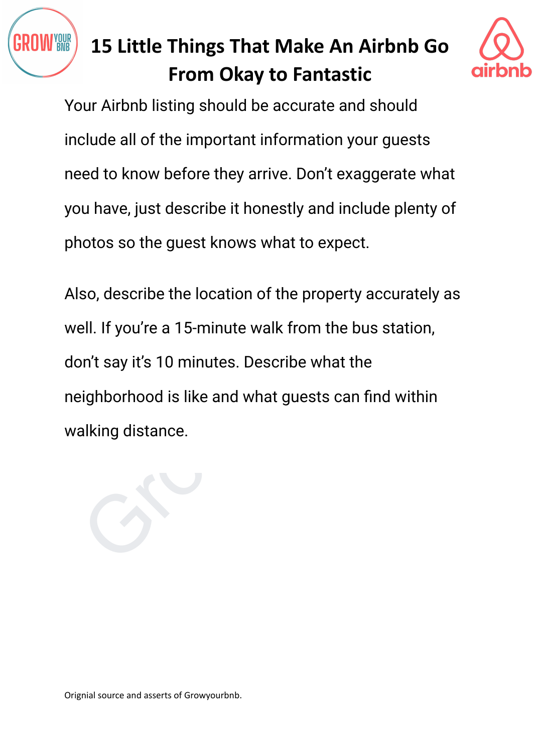Your Airbnb listing should be accurate and should include all of the important information your guests need to know before they arrive. Don't exaggerate what you have, just describe it honestly and include plenty of photos so the guest knows what to expect.

Also, describe the location of the property accurately as well. If you're a 15-minute walk from the bus station, don't say it's 10 minutes. Describe what the neighborhood is like and what guests can find within walking distance.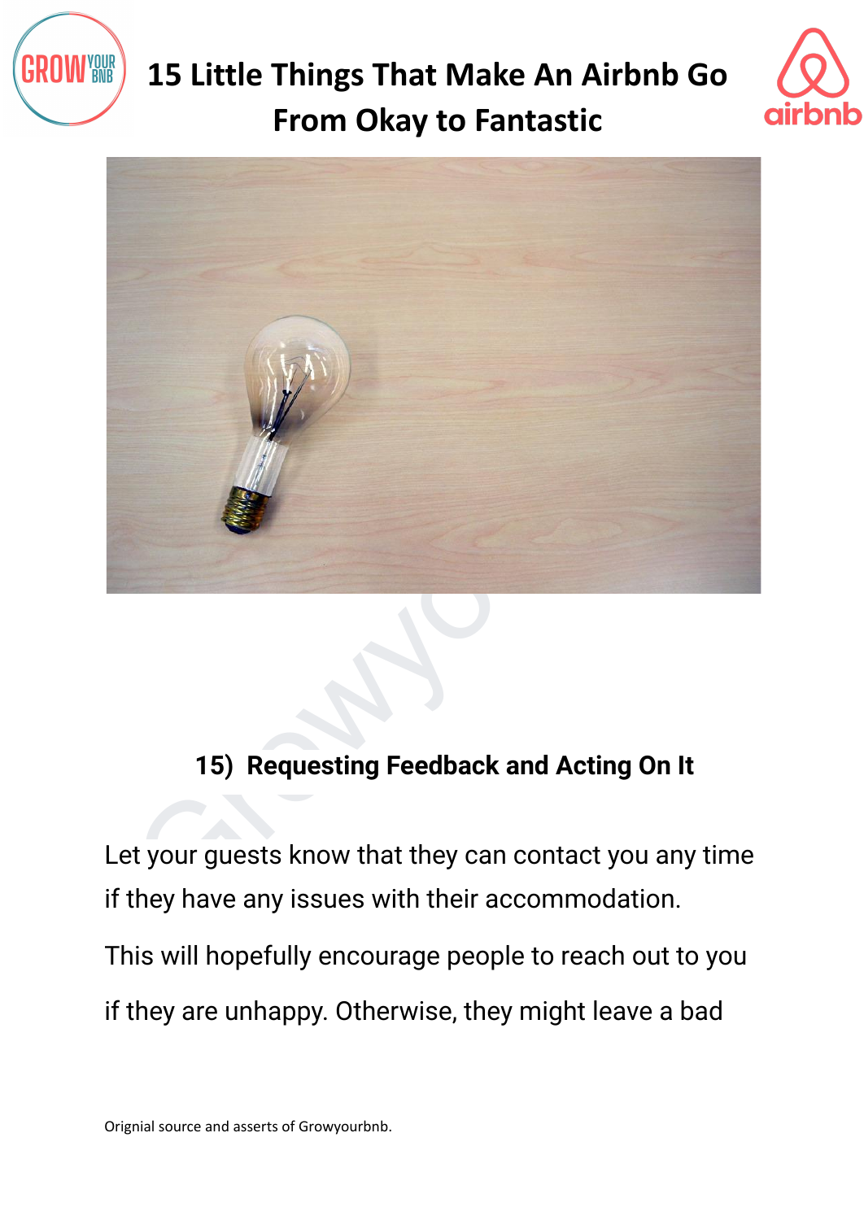## 15) Requesting Feedback and Acting On It

Let your guests know that they can contact you any time if they have any issues with their accommodation.

This will hopefully encourage people to reach out to you if they are unhappy. Otherwise, they might leave a bad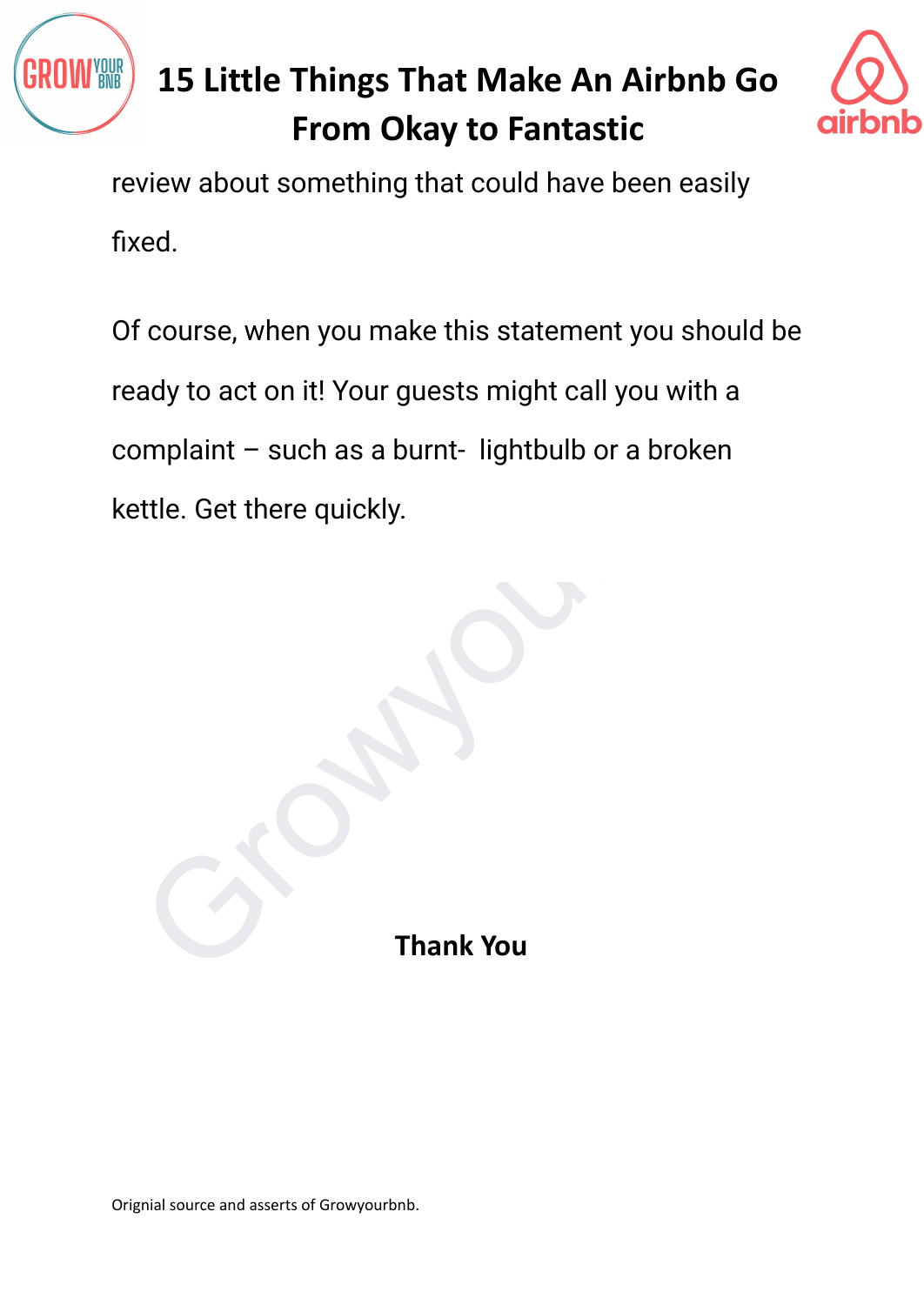review about something that could have been easily fixed.

Of course, when you make this statement you should be ready to act on it! Your guests might call you with a complaint – such as a burnt- lightbulb or a broken kettle. Get there quickly.

**Thank You**

Orignial source and asserts of Growyourbnb.